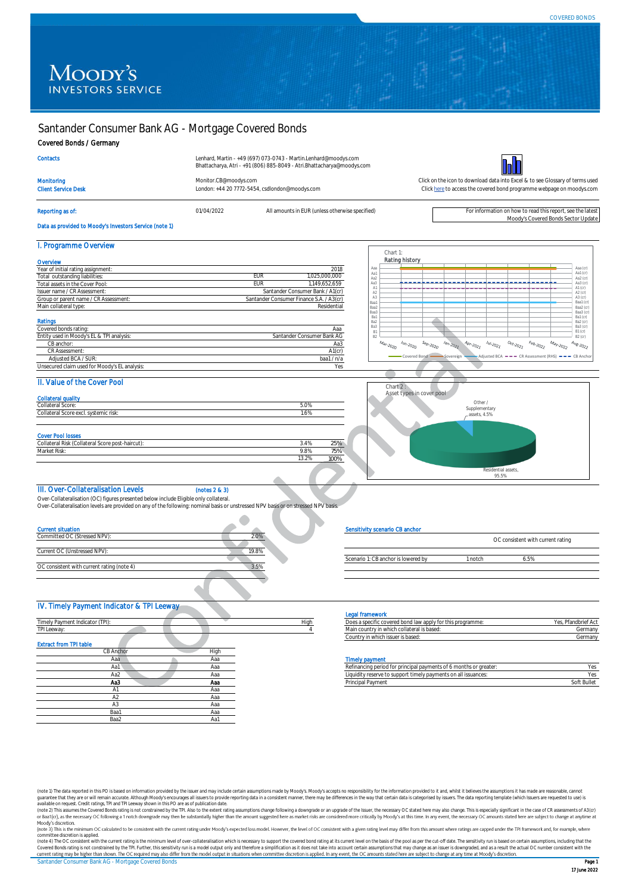COVERED BONDS

MOODY'S INVESTORS SERVICE

# Santander Consumer Bank AG - Mortgage Covered Bonds

**Covered Bonds / Germany**

| | | |
|---|---|---|
| Contacts | Lenhard, Martin - +49 (697) 073-0743 - Martin.Lenhard@moodys.com<br>Bhattacharya, Atri - +91 (806) 885-8049 - Atri.Bhattacharya@moodys.com | |
| Monitoring | Monitor.CB@moodys.com | Click on the icon to download data into Excel & to see Glossary of terms used |
| Client Service Desk | London: +44 20 7772-5454, csdlondon@moodys.com | Click here to access the covered bond programme webpage on moodys.com |

Reporting as of: 01/04/2022 — All amounts in EUR (unless otherwise specified)

For information on how to read this report, see the latest Moody's Covered Bonds Sector Update

Data as provided to Moody's Investors Service (note 1)

## I. Programme Overview

**Overview**

| | | |
|---|---|---|
| Year of initial rating assignment: | | 2018 |
| Total outstanding liabilities: | EUR | 1,025,000,000 |
| Total assets in the Cover Pool: | EUR | 1,149,652,659 |
| Issuer name / CR Assessment: | | Santander Consumer Bank / A1(cr) |
| Group or parent name / CR Assessment: | | Santander Consumer Finance S.A. / A3(cr) |
| Main collateral type: | | Residential |

**Ratings**

| | |
|---|---|
| Covered bonds rating: | Aaa |
| Entity used in Moody's EL & TPI analysis: | Santander Consumer Bank AG |
| CB anchor: | Aa3 |
| CR Assessment: | A1(cr) |
| Adjusted BCA / SUR: | baa1 / n/a |
| Unsecured claim used for Moody's EL analysis: | Yes |

Chart 1:
Rating history

Chart 2 :
Asset types in cover pool

Other / Supplementary assets, 4.5%

Residential assets, 95.5%

## II. Value of the Cover Pool

**Collateral quality**

| | |
|---|---|
| Collateral Score: | 5.0% |
| Collateral Score excl. systemic risk: | 1.6% |

**Cover Pool losses**

| | | |
|---|---|---|
| Collateral Risk (Collateral Score post-haircut): | 3.4% | 25% |
| Market Risk: | 9.8% | 75% |
| | 13.2% | 100% |

## III. Over-Collateralisation Levels (notes 2 & 3)

Over-Collateralisation (OC) figures presented below include Eligible only collateral.
Over-Collateralisation levels are provided on any of the following: nominal basis or unstressed NPV basis or on stressed NPV basis.

**Current situation**

| | |
|---|---|
| Committed OC (Stressed NPV): | 2.0% |
| Current OC (Unstressed NPV): | 19.8% |
| OC consistent with current rating (note 4) | 3.5% |

**Sensitivity scenario CB anchor**

| | | OC consistent with current rating |
|---|---|---|
| Scenario 1: CB anchor is lowered by | 1 notch | 6.5% |

## IV. Timely Payment Indicator & TPI Leeway

| | |
|---|---|
| Timely Payment Indicator (TPI): | High |
| TPI Leeway: | 4 |

**Extract from TPI table**

| CB Anchor | High |
|---|---|
| Aaa | Aaa |
| Aa1 | Aaa |
| Aa2 | Aaa |
| **Aa3** | **Aaa** |
| A1 | Aaa |
| A2 | Aaa |
| A3 | Aaa |
| Baa1 | Aaa |
| Baa2 | Aa1 |

**Legal framework**

| | |
|---|---|
| Does a specific covered bond law apply for this programme: | Yes, Pfandbrief Act |
| Main country in which collateral is based: | Germany |
| Country in which issuer is based: | Germany |

**Timely payment**

| | |
|---|---|
| Refinancing period for principal payments of 6 months or greater: | Yes |
| Liquidity reserve to support timely payments on all issuances: | Yes |
| Principal Payment | Soft Bullet |

(note 1) The data reported in this PO is based on information provided by the issuer and may include certain assumptions made by Moody's. Moody's accepts no responsibility for the information provided to it and, whilst it believes the assumptions it has made are reasonable, cannot guarantee that they are or will remain accurate. Although Moody's encourages all issuers to provide reporting data in a consistent manner, there may be differences in the way that certain data is categorised by issuers. The data reporting template (which Issuers are requested to use) is available on request. Credit ratings, TPI and TPI Leeway shown in this PO are as of publication date.
(note 2) This assumes the Covered Bonds rating is not constrained by the TPI. Also to the extent rating assumptions change following a downgrade or an upgrade of the Issuer, the necessary OC stated here may also change. This is especially significant in the case of CR assessments of A3(cr) or Baa1(cr), as the necessary OC following a 1 notch downgrade may then be substantially higher than the amount suggested here as market risks are considered more critically by Moody's at this time. In any event, the necessary OC amounts stated here are subject to change at anytime at Moody's discretion.
(note 3) This is the minimum OC calculated to be consistent with the current rating under Moody's expected loss model. However, the level of OC consistent with a given rating level may differ from this amount where ratings are capped under the TPI framework and, for example, where committee discretion is applied.
(note 4) The OC consistent with the current rating is the minimum level of over-collateralisation which is necessary to support the covered bond rating at its current level on the basis of the pool as per the cut-off date. The sensitivity run is based on certain assumptions, including that the Covered Bonds rating is not constrained by the TPI. Further, this sensitivity run is a model output only and therefore a simplification as it does not take into account certain assumptions that may change as an issuer is downgraded, and as a result the actual OC number consistent with the current rating may be higher than shown. The OC required may also differ from the model output in situations when committee discretion is applied. In any event, the OC amounts stated here are subject to change at any time at Moody's discretion.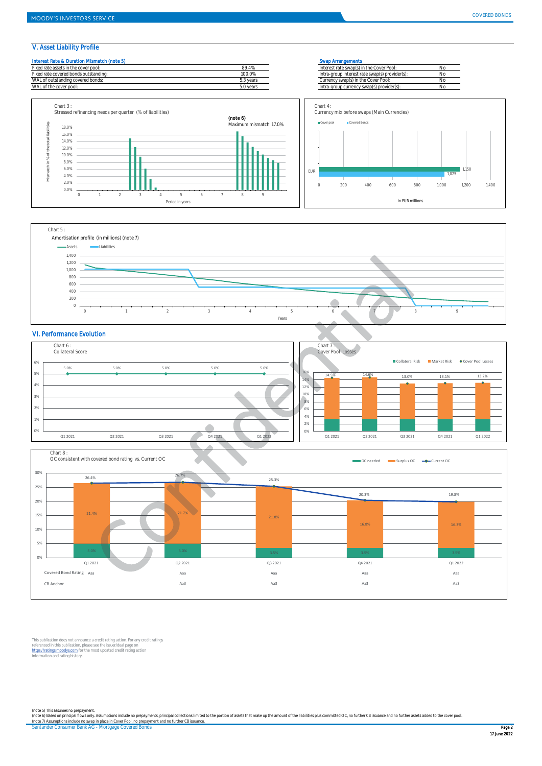## V. Asset Liability Profile

**Interest Rate & Duration Mismatch (note 5)**

| | |
|---|---|
| Fixed rate assets in the cover pool: | 89.4% |
| Fixed rate covered bonds outstanding: | 100.0% |
| WAL of outstanding covered bonds: | 5.3 years |
| WAL of the cover pool: | 5.0 years |

**Swap Arrangements**

| | |
|---|---|
| Interest rate swap(s) in the Cover Pool: | No |
| Intra-group interest rate swap(s) provider(s): | No |
| Currency swap(s) in the Cover Pool: | No |
| Intra-group currency swap(s) provider(s): | No |

Chart 3 :
Stressed refinancing needs per quarter (% of liabilities)

(note 6)
Maximum mismatch: 17.0%

Chart 4:
Currency mix before swaps (Main Currencies)

| | Cover pool | Covered Bonds |
|---|---|---|
| EUR | 1,150 | 1,025 |

in EUR millions

Chart 5 :
Amortisation profile (in millions) (note 7)

## VI. Performance Evolution

Chart 6 :
Collateral Score

| | Q1 2021 | Q2 2021 | Q3 2021 | Q4 2021 | Q1 2022 |
|---|---|---|---|---|---|
| Collateral Score | 5.0% | 5.0% | 5.0% | 5.0% | 5.0% |

Chart 7 :
Cover Pool Losses

| | Q1 2021 | Q2 2021 | Q3 2021 | Q4 2021 | Q1 2022 |
|---|---|---|---|---|---|
| Cover Pool Losses | 14.5% | 14.6% | 13.0% | 13.1% | 13.2% |

Chart 8 :
OC consistent with covered bond rating vs. Current OC

| | Q1 2021 | Q2 2021 | Q3 2021 | Q4 2021 | Q1 2022 |
|---|---|---|---|---|---|
| OC needed | 5.0% | 5.0% | 3.5% | 3.5% | 3.5% |
| Surplus OC | 21.4% | 21.7% | 21.8% | 16.8% | 16.3% |
| Current OC | 26.4% | 26.7% | 25.3% | 20.3% | 19.8% |
| Covered Bond Rating | Aaa | Aaa | Aaa | Aaa | Aaa |
| CB Anchor | | Aa3 | Aa3 | Aa3 | Aa3 |

This publication does not announce a credit rating action. For any credit ratings referenced in this publication, please see the issuer/deal page on https://ratings.moodys.com for the most updated credit rating action information and rating history.

(note 5) This assumes no prepayment.
(note 6) Based on principal flows only. Assumptions include no prepayments, principal collections limited to the portion of assets that make up the amount of the liabilities plus committed OC, no further CB issuance and no further assets added to the cover pool.
(note 7) Assumptions include no swap in place in Cover Pool, no prepayment and no further CB issuance.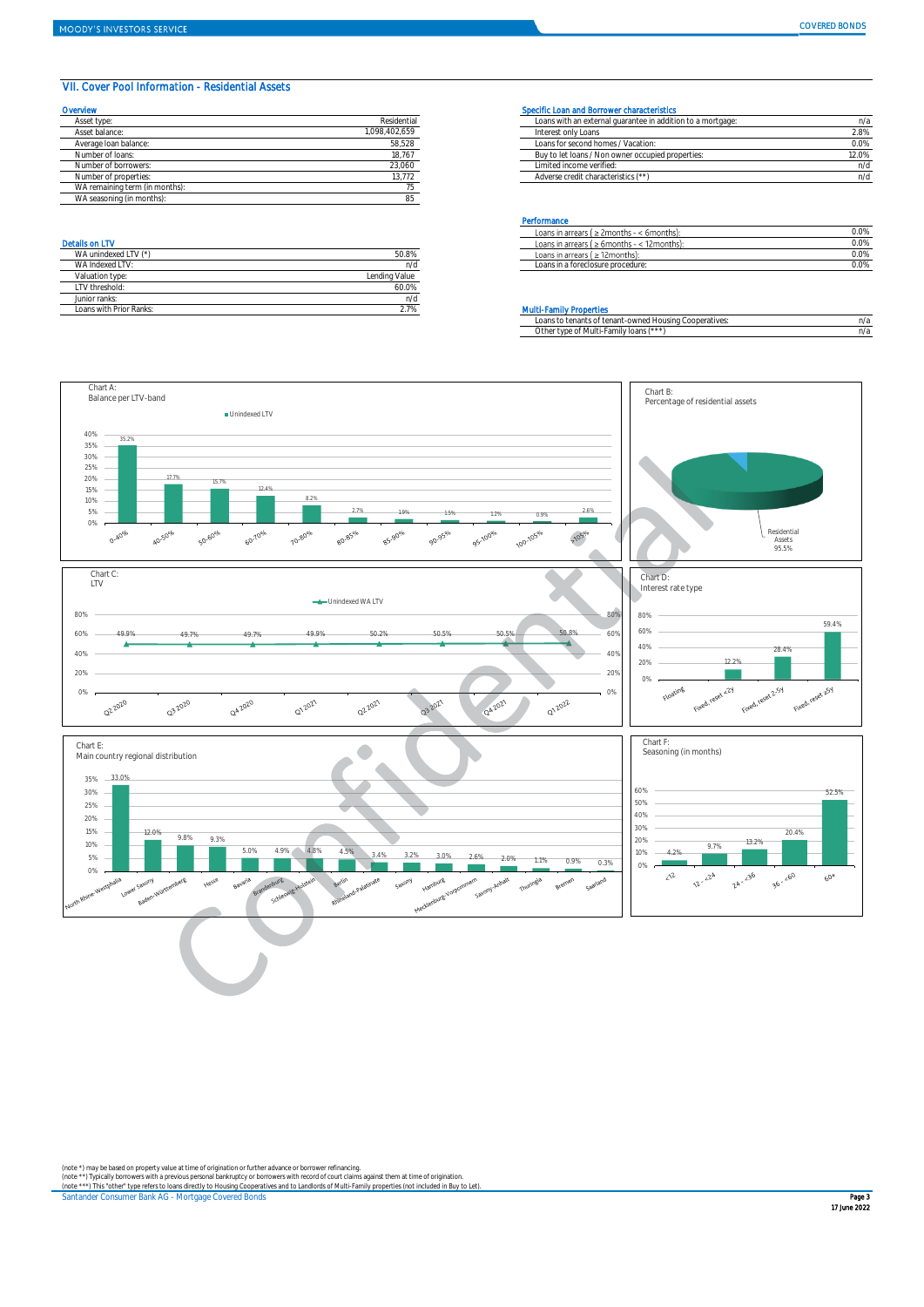## VII. Cover Pool Information - Residential Assets

### Overview

| | |
|---|---|
| Asset type: | Residential |
| Asset balance: | 1,098,402,659 |
| Average loan balance: | 58,528 |
| Number of loans: | 18,767 |
| Number of borrowers: | 23,060 |
| Number of properties: | 13,772 |
| WA remaining term (in months): | 75 |
| WA seasoning (in months): | 85 |

### Specific Loan and Borrower characteristics

| | |
|---|---|
| Loans with an external guarantee in addition to a mortgage: | n/a |
| Interest only Loans | 2.8% |
| Loans for second homes / Vacation: | 0.0% |
| Buy to let loans / Non owner occupied properties: | 12.0% |
| Limited income verified: | n/d |
| Adverse credit characteristics (**) | n/d |

### Performance

| | |
|---|---|
| Loans in arrears ( ≥ 2months - < 6months): | 0.0% |
| Loans in arrears ( ≥ 6months - < 12months): | 0.0% |
| Loans in arrears ( ≥ 12months): | 0.0% |
| Loans in a foreclosure procedure: | 0.0% |

### Details on LTV

| | |
|---|---|
| WA unindexed LTV (*) | 50.8% |
| WA Indexed LTV: | n/d |
| Valuation type: | Lending Value |
| LTV threshold: | 60.0% |
| Junior ranks: | n/d |
| Loans with Prior Ranks: | 2.7% |

### Multi-Family Properties

| | |
|---|---|
| Loans to tenants of tenant-owned Housing Cooperatives: | n/a |
| Other type of Multi-Family loans (***) | n/a |

Chart A: Balance per LTV-band (Unindexed LTV)

| 0-40% | 40-50% | 50-60% | 60-70% | 70-80% | 80-85% | 85-90% | 90-95% | 95-100% | 100-105% | >105% |
|---|---|---|---|---|---|---|---|---|---|---|
| 35.2% | 17.7% | 15.7% | 12.4% | 8.2% | 2.7% | 1.9% | 1.5% | 1.2% | 0.9% | 2.6% |

Chart B: Percentage of residential assets

Residential Assets 95.5%

Chart C: LTV (Unindexed WA LTV)

| Q2 2020 | Q3 2020 | Q4 2020 | Q1 2021 | Q2 2021 | Q3 2021 | Q4 2021 | Q1 2022 |
|---|---|---|---|---|---|---|---|
| 49.9% | 49.7% | 49.7% | 49.9% | 50.2% | 50.5% | 50.5% | 50.8% |

Chart D: Interest rate type

| Floating | Fixed, reset <2y | Fixed, reset 2-5y | Fixed, reset ≥5y |
|---|---|---|---|
| | 12.2% | 28.4% | 59.4% |

Chart E: Main country regional distribution

| Region | Share |
|---|---|
| North Rhine-Westphalia | 33.0% |
| Lower Saxony | 12.0% |
| Baden-Wurttemberg | 9.8% |
| Hesse | 9.3% |
| Bavaria | 5.0% |
| Brandenburg | 4.9% |
| Schleswig-Holstein | 4.8% |
| Berlin | 4.5% |
| Rhineland-Palatinate | 3.4% |
| Saxony | 3.2% |
| Hamburg | 3.0% |
| Mecklenburg-Vorpommern | 2.6% |
| Saxony-Anhalt | 2.0% |
| Thuringia | 1.1% |
| Bremen | 0.9% |
| Saarland | 0.3% |

Chart F: Seasoning (in months)

| <12 | 12 - <24 | 24 - <36 | 36 - <60 | 60+ |
|---|---|---|---|---|
| 4.2% | 9.7% | 13.2% | 20.4% | 52.5% |

(note *) may be based on property value at time of origination or further advance or borrower refinancing.
(note **) Typically borrowers with a previous personal bankruptcy or borrowers with record of court claims against them at time of origination.
(note ***) This "other" type refers to loans directly to Housing Cooperatives and to Landlords of Multi-Family properties (not included in Buy to Let).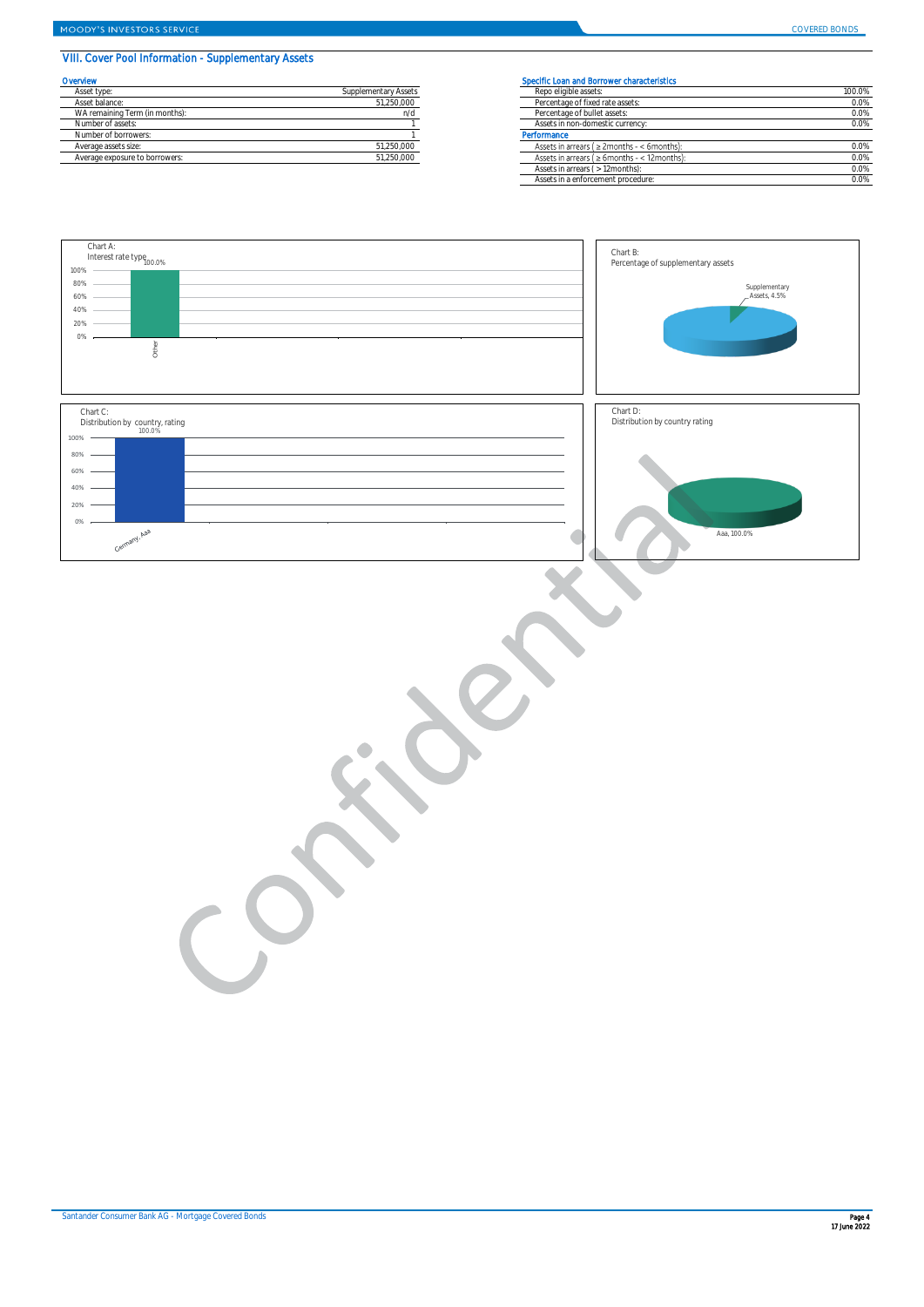## VIII. Cover Pool Information - Supplementary Assets

### Overview

| | |
|---|---|
| Asset type: | Supplementary Assets |
| Asset balance: | 51,250,000 |
| WA remaining Term (in months): | n/d |
| Number of assets: | 1 |
| Number of borrowers: | 1 |
| Average assets size: | 51,250,000 |
| Average exposure to borrowers: | 51,250,000 |

### Specific Loan and Borrower characteristics

| | |
|---|---|
| Repo eligible assets: | 100.0% |
| Percentage of fixed rate assets: | 0.0% |
| Percentage of bullet assets: | 0.0% |
| Assets in non-domestic currency: | 0.0% |
| **Performance** | |
| Assets in arrears ( ≥ 2months - < 6months): | 0.0% |
| Assets in arrears ( ≥ 6months - < 12months): | 0.0% |
| Assets in arrears ( > 12months): | 0.0% |
| Assets in a enforcement procedure: | 0.0% |

Chart A:
Interest rate type

100.0%

Other

Chart B:
Percentage of supplementary assets

Supplementary Assets, 4.5%

Chart C:
Distribution by country, rating

100.0%

Germany, Aaa

Chart D:
Distribution by country rating

Aaa, 100.0%

Confidential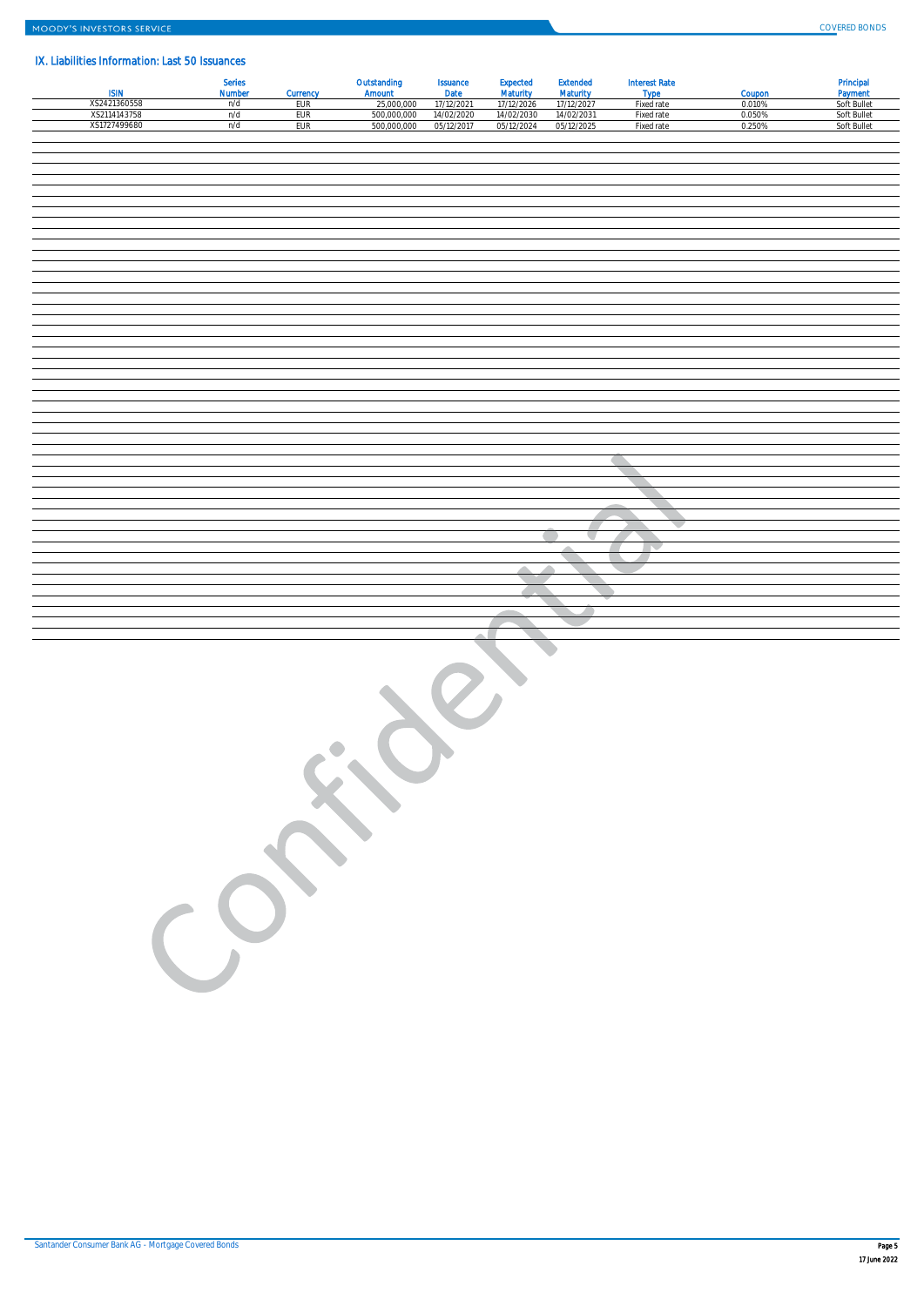## IX. Liabilities Information: Last 50 Issuances

| ISIN | Series Number | Currency | Outstanding Amount | Issuance Date | Expected Maturity | Extended Maturity | Interest Rate Type | Coupon | Principal Payment |
|---|---|---|---|---|---|---|---|---|---|
| XS2421360558 | n/d | EUR | 25,000,000 | 17/12/2021 | 17/12/2026 | 17/12/2027 | Fixed rate | 0.010% | Soft Bullet |
| XS2114143758 | n/d | EUR | 500,000,000 | 14/02/2020 | 14/02/2030 | 14/02/2031 | Fixed rate | 0.050% | Soft Bullet |
| XS1727499680 | n/d | EUR | 500,000,000 | 05/12/2017 | 05/12/2024 | 05/12/2025 | Fixed rate | 0.250% | Soft Bullet |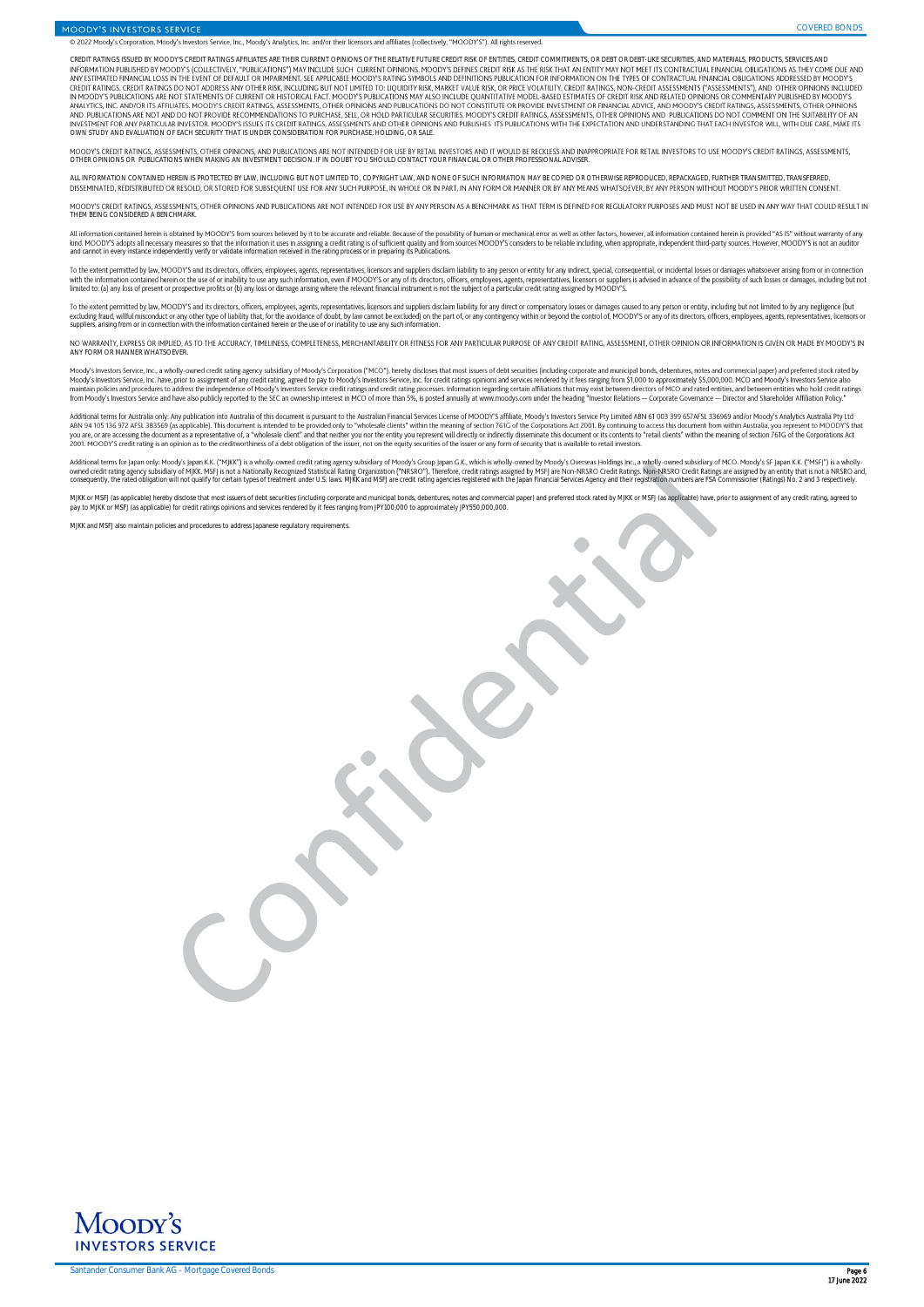© 2022 Moody's Corporation, Moody's Investors Service, Inc., Moody's Analytics, Inc. and/or their licensors and affiliates (collectively, "MOODY'S"). All rights reserved.

CREDIT RATINGS ISSUED BY MOODY'S CREDIT RATINGS AFFILIATES ARE THEIR CURRENT OPINIONS OF THE RELATIVE FUTURE CREDIT RISK OF ENTITIES, CREDIT COMMITMENTS, OR DEBT OR DEBT-LIKE SECURITIES, AND MATERIALS, PRODUCTS, SERVICES AND INFORMATION PUBLISHED BY MOODY'S (COLLECTIVELY, "PUBLICATIONS") MAY INCLUDE SUCH CURRENT OPINIONS. MOODY'S DEFINES CREDIT RISK AS THE RISK THAT AN ENTITY MAY NOT MEET ITS CONTRACTUAL FINANCIAL OBLIGATIONS AS THEY COME DUE AND ANY ESTIMATED FINANCIAL LOSS IN THE EVENT OF DEFAULT OR IMPAIRMENT. SEE APPLICABLE MOODY'S RATING SYMBOLS AND DEFINITIONS PUBLICATION FOR INFORMATION ON THE TYPES OF CONTRACTUAL FINANCIAL OBLIGATIONS ADDRESSED BY MOODY'S CREDIT RATINGS. CREDIT RATINGS DO NOT ADDRESS ANY OTHER RISK, INCLUDING BUT NOT LIMITED TO: LIQUIDITY RISK, MARKET VALUE RISK, OR PRICE VOLATILITY. CREDIT RATINGS, NON-CREDIT ASSESSMENTS ("ASSESSMENTS"), AND OTHER OPINIONS INCLUDED IN MOODY'S PUBLICATIONS ARE NOT STATEMENTS OF CURRENT OR HISTORICAL FACT. MOODY'S PUBLICATIONS MAY ALSO INCLUDE QUANTITATIVE MODEL-BASED ESTIMATES OF CREDIT RISK AND RELATED OPINIONS OR COMMENTARY PUBLISHED BY MOODY'S ANALYTICS, INC. AND/OR ITS AFFILIATES. MOODY'S CREDIT RATINGS, ASSESSMENTS, OTHER OPINIONS AND PUBLICATIONS DO NOT CONSTITUTE OR PROVIDE INVESTMENT OR FINANCIAL ADVICE, AND MOODY'S CREDIT RATINGS, ASSESSMENTS, OTHER OPINIONS AND PUBLICATIONS ARE NOT AND DO NOT PROVIDE RECOMMENDATIONS TO PURCHASE, SELL, OR HOLD PARTICULAR SECURITIES. MOODY'S CREDIT RATINGS, ASSESSMENTS, OTHER OPINIONS AND PUBLICATIONS DO NOT COMMENT ON THE SUITABILITY OF AN INVESTMENT FOR ANY PARTICULAR INVESTOR. MOODY'S ISSUES ITS CREDIT RATINGS, ASSESSMENTS AND OTHER OPINIONS AND PUBLISHES ITS PUBLICATIONS WITH THE EXPECTATION AND UNDERSTANDING THAT EACH INVESTOR WILL, WITH DUE CARE, MAKE ITS OWN STUDY AND EVALUATION OF EACH SECURITY THAT IS UNDER CONSIDERATION FOR PURCHASE, HOLDING, OR SALE.

MOODY'S CREDIT RATINGS, ASSESSMENTS, OTHER OPINIONS, AND PUBLICATIONS ARE NOT INTENDED FOR USE BY RETAIL INVESTORS AND IT WOULD BE RECKLESS AND INAPPROPRIATE FOR RETAIL INVESTORS TO USE MOODY'S CREDIT RATINGS, ASSESSMENTS, OTHER OPINIONS OR PUBLICATIONS WHEN MAKING AN INVESTMENT DECISION. IF IN DOUBT YOU SHOULD CONTACT YOUR FINANCIAL OR OTHER PROFESSIONAL ADVISER.

ALL INFORMATION CONTAINED HEREIN IS PROTECTED BY LAW, INCLUDING BUT NOT LIMITED TO, COPYRIGHT LAW, AND NONE OF SUCH INFORMATION MAY BE COPIED OR OTHERWISE REPRODUCED, REPACKAGED, FURTHER TRANSMITTED, TRANSFERRED, DISSEMINATED, REDISTRIBUTED OR RESOLD, OR STORED FOR SUBSEQUENT USE FOR ANY SUCH PURPOSE, IN WHOLE OR IN PART, IN ANY FORM OR MANNER OR BY ANY MEANS WHATSOEVER, BY ANY PERSON WITHOUT MOODY'S PRIOR WRITTEN CONSENT.

MOODY'S CREDIT RATINGS, ASSESSMENTS, OTHER OPINIONS AND PUBLICATIONS ARE NOT INTENDED FOR USE BY ANY PERSON AS A BENCHMARK AS THAT TERM IS DEFINED FOR REGULATORY PURPOSES AND MUST NOT BE USED IN ANY WAY THAT COULD RESULT IN THEM BEING CONSIDERED A BENCHMARK.

All information contained herein is obtained by MOODY'S from sources believed by it to be accurate and reliable. Because of the possibility of human or mechanical error as well as other factors, however, all information contained herein is provided "AS IS" without warranty of any kind. MOODY'S adopts all necessary measures so that the information it uses in assigning a credit rating is of sufficient quality and from sources MOODY'S considers to be reliable including, when appropriate, independent third-party sources. However, MOODY'S is not an auditor and cannot in every instance independently verify or validate information received in the rating process or in preparing its Publications.

To the extent permitted by law, MOODY'S and its directors, officers, employees, agents, representatives, licensors and suppliers disclaim liability to any person or entity for any indirect, special, consequential, or incidental losses or damages whatsoever arising from or in connection with the information contained herein or the use of or inability to use any such information, even if MOODY'S or any of its directors, officers, employees, agents, representatives, licensors or suppliers is advised in advance of the possibility of such losses or damages, including but not limited to: (a) any loss of present or prospective profits or (b) any loss or damage arising where the relevant financial instrument is not the subject of a particular credit rating assigned by MOODY'S.

To the extent permitted by law, MOODY'S and its directors, officers, employees, agents, representatives, licensors and suppliers disclaim liability for any direct or compensatory losses or damages caused to any person or entity, including but not limited to by any negligence (but excluding fraud, willful misconduct or any other type of liability that, for the avoidance of doubt, by law cannot be excluded) on the part of, or any contingency within or beyond the control of, MOODY'S or any of its directors, officers, employees, agents, representatives, licensors or suppliers, arising from or in connection with the information contained herein or the use of or inability to use any such information.

NO WARRANTY, EXPRESS OR IMPLIED, AS TO THE ACCURACY, TIMELINESS, COMPLETENESS, MERCHANTABILITY OR FITNESS FOR ANY PARTICULAR PURPOSE OF ANY CREDIT RATING, ASSESSMENT, OTHER OPINION OR INFORMATION IS GIVEN OR MADE BY MOODY'S IN ANY FORM OR MANNER WHATSOEVER.

Moody's Investors Service, Inc., a wholly-owned credit rating agency subsidiary of Moody's Corporation ("MCO"), hereby discloses that most issuers of debt securities (including corporate and municipal bonds, debentures, notes and commercial paper) and preferred stock rated by Moody's Investors Service, Inc. have, prior to assignment of any credit rating, agreed to pay to Moody's Investors Service, Inc. for credit ratings opinions and services rendered by it fees ranging from $1,000 to approximately $5,000,000. MCO and Moody's Investors Service also maintain policies and procedures to address the independence of Moody's Investors Service credit ratings and credit rating processes. Information regarding certain affiliations that may exist between directors of MCO and rated entities, and between entities who hold credit ratings from Moody's Investors Service and have also publicly reported to the SEC an ownership interest in MCO of more than 5%, is posted annually at www.moodys.com under the heading "Investor Relations — Corporate Governance — Director and Shareholder Affiliation Policy."

Additional terms for Australia only: Any publication into Australia of this document is pursuant to the Australian Financial Services License of MOODY'S affiliate, Moody's Investors Service Pty Limited ABN 61 003 399 657AFSL 336969 and/or Moody's Analytics Australia Pty Ltd ABN 94 105 136 972 AFSL 383569 (as applicable). This document is intended to be provided only to "wholesale clients" within the meaning of section 761G of the Corporations Act 2001. By continuing to access this document from within Australia, you represent to MOODY'S that you are, or are accessing the document as a representative of, a "wholesale client" and that neither you nor the entity you represent will directly or indirectly disseminate this document or its contents to "retail clients" within the meaning of section 761G of the Corporations Act 2001. MOODY'S credit rating is an opinion as to the creditworthiness of a debt obligation of the issuer, not on the equity securities of the issuer or any form of security that is available to retail investors.

Additional terms for Japan only: Moody's Japan K.K. ("MJKK") is a wholly-owned credit rating agency subsidiary of Moody's Group Japan G.K., which is wholly-owned by Moody's Overseas Holdings Inc., a wholly-owned subsidiary of MCO. Moody's SF Japan K.K. ("MSFJ") is a wholly-owned credit rating agency subsidiary of MJKK. MSFJ is not a Nationally Recognized Statistical Rating Organization ("NRSRO"). Therefore, credit ratings assigned by MSFJ are Non-NRSRO Credit Ratings. Non-NRSRO Credit Ratings are assigned by an entity that is not a NRSRO and, consequently, the rated obligation will not qualify for certain types of treatment under U.S. laws. MJKK and MSFJ are credit rating agencies registered with the Japan Financial Services Agency and their registration numbers are FSA Commissioner (Ratings) No. 2 and 3 respectively.

MJKK or MSFJ (as applicable) hereby disclose that most issuers of debt securities (including corporate and municipal bonds, debentures, notes and commercial paper) and preferred stock rated by MJKK or MSFJ (as applicable) have, prior to assignment of any credit rating, agreed to pay to MJKK or MSFJ (as applicable) for credit ratings opinions and services rendered by it fees ranging from JPY100,000 to approximately JPY550,000,000.

MJKK and MSFJ also maintain policies and procedures to address Japanese regulatory requirements.